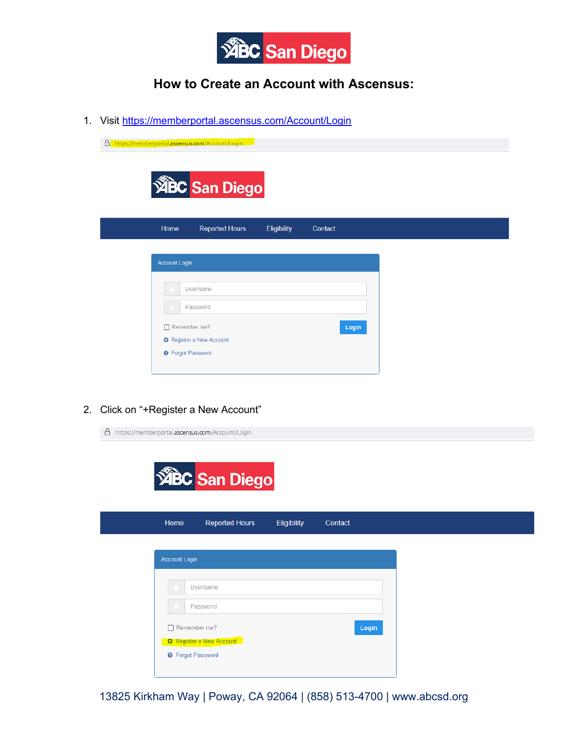# How to Create an Account with Ascensus:

1. Visit https://memberportal.ascensus.com/Account/Login

2. Click on "+Register a New Account"

13825 Kirkham Way | Poway, CA 92064 | (858) 513-4700 | www.abcsd.org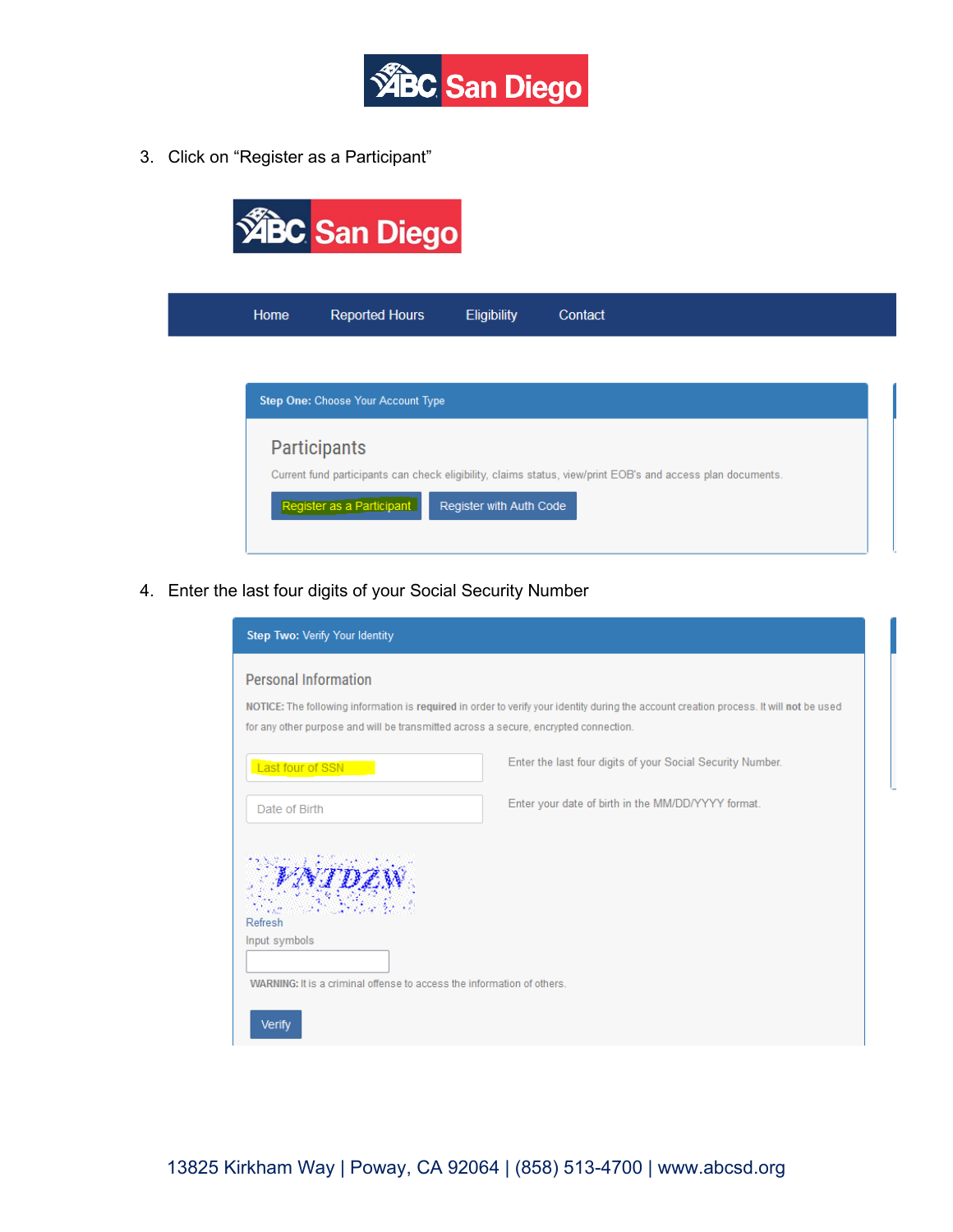3. Click on "Register as a Participant"

Home | Reported Hours | Eligibility | Contact

**Step One:** Choose Your Account Type

## Participants

Current fund participants can check eligibility, claims status, view/print EOB's and access plan documents.

Register as a Participant | Register with Auth Code

4. Enter the last four digits of your Social Security Number

**Step Two:** Verify Your Identity

### Personal Information

**NOTICE:** The following information is **required** in order to verify your identity during the account creation process. It will **not** be used for any other purpose and will be transmitted across a secure, encrypted connection.

Last four of SSN — Enter the last four digits of your Social Security Number.

Date of Birth — Enter your date of birth in the MM/DD/YYYY format.

Refresh

Input symbols

**WARNING:** It is a criminal offense to access the information of others.

Verify

13825 Kirkham Way | Poway, CA 92064 | (858) 513-4700 | www.abcsd.org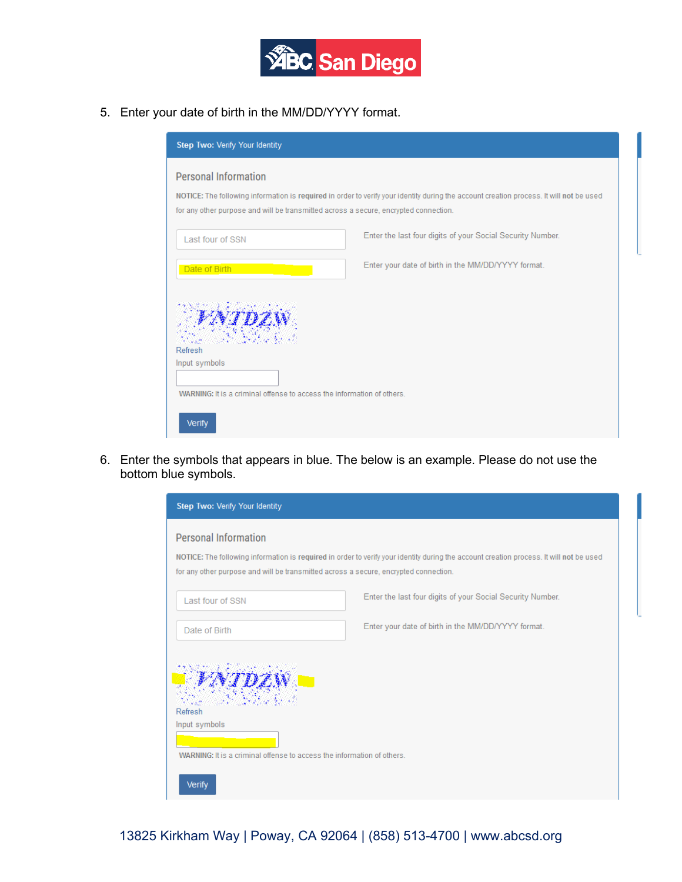5. Enter your date of birth in the MM/DD/YYYY format.

**Step Two:** Verify Your Identity

Personal Information

**NOTICE:** The following information is **required** in order to verify your identity during the account creation process. It will **not** be used for any other purpose and will be transmitted across a secure, encrypted connection.

Last four of SSN — Enter the last four digits of your Social Security Number.

Date of Birth — Enter your date of birth in the MM/DD/YYYY format.

VNTDZW

Refresh

Input symbols

**WARNING:** It is a criminal offense to access the information of others.

Verify

6. Enter the symbols that appears in blue. The below is an example. Please do not use the bottom blue symbols.

**Step Two:** Verify Your Identity

Personal Information

**NOTICE:** The following information is **required** in order to verify your identity during the account creation process. It will **not** be used for any other purpose and will be transmitted across a secure, encrypted connection.

Last four of SSN — Enter the last four digits of your Social Security Number.

Date of Birth — Enter your date of birth in the MM/DD/YYYY format.

VNTDZW

Refresh

Input symbols

**WARNING:** It is a criminal offense to access the information of others.

Verify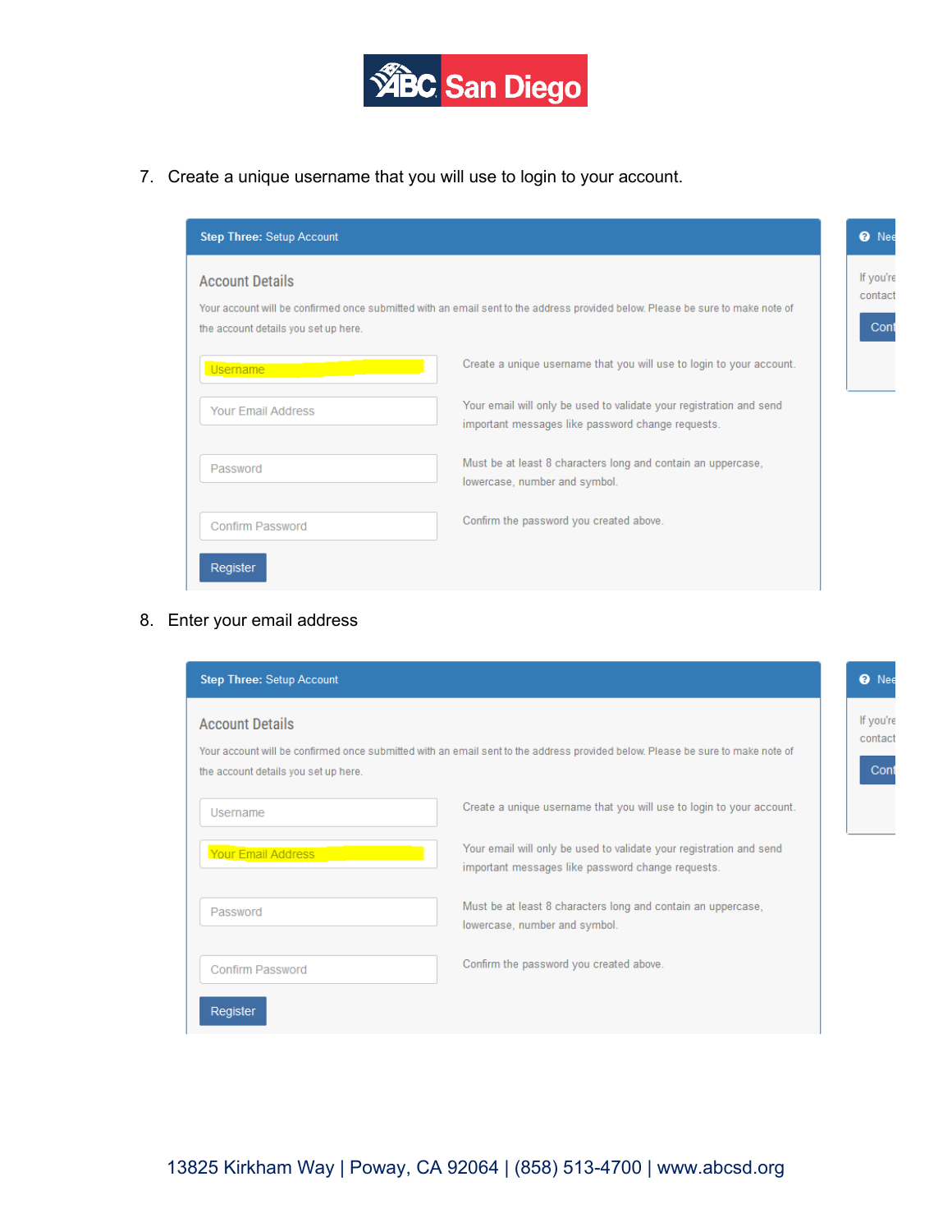7. Create a unique username that you will use to login to your account.

**Step Three:** Setup Account

### Account Details

Your account will be confirmed once submitted with an email sent to the address provided below. Please be sure to make note of the account details you set up here.

| Field | Description |
|---|---|
| Username | Create a unique username that you will use to login to your account. |
| Your Email Address | Your email will only be used to validate your registration and send important messages like password change requests. |
| Password | Must be at least 8 characters long and contain an uppercase, lowercase, number and symbol. |
| Confirm Password | Confirm the password you created above. |

Register

8. Enter your email address

**Step Three:** Setup Account

### Account Details

Your account will be confirmed once submitted with an email sent to the address provided below. Please be sure to make note of the account details you set up here.

| Field | Description |
|---|---|
| Username | Create a unique username that you will use to login to your account. |
| Your Email Address | Your email will only be used to validate your registration and send important messages like password change requests. |
| Password | Must be at least 8 characters long and contain an uppercase, lowercase, number and symbol. |
| Confirm Password | Confirm the password you created above. |

Register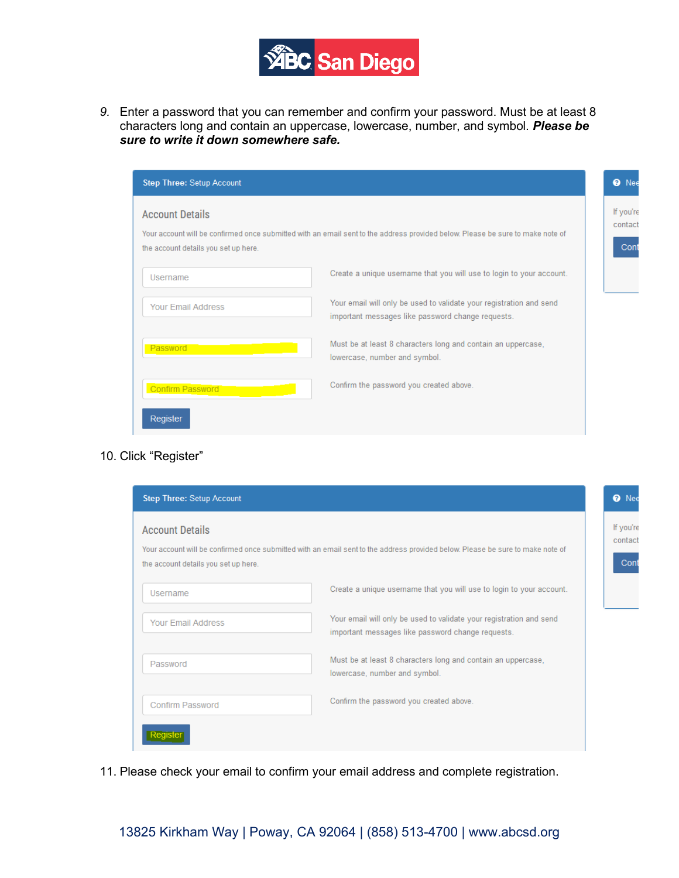9. Enter a password that you can remember and confirm your password. Must be at least 8 characters long and contain an uppercase, lowercase, number, and symbol. ***Please be sure to write it down somewhere safe.***

**Step Three:** Setup Account

Account Details

Your account will be confirmed once submitted with an email sent to the address provided below. Please be sure to make note of the account details you set up here.

Username — Create a unique username that you will use to login to your account.

Your Email Address — Your email will only be used to validate your registration and send important messages like password change requests.

Password — Must be at least 8 characters long and contain an uppercase, lowercase, number and symbol.

Confirm Password — Confirm the password you created above.

Register

10. Click "Register"

**Step Three:** Setup Account

Account Details

Your account will be confirmed once submitted with an email sent to the address provided below. Please be sure to make note of the account details you set up here.

Username — Create a unique username that you will use to login to your account.

Your Email Address — Your email will only be used to validate your registration and send important messages like password change requests.

Password — Must be at least 8 characters long and contain an uppercase, lowercase, number and symbol.

Confirm Password — Confirm the password you created above.

Register

11. Please check your email to confirm your email address and complete registration.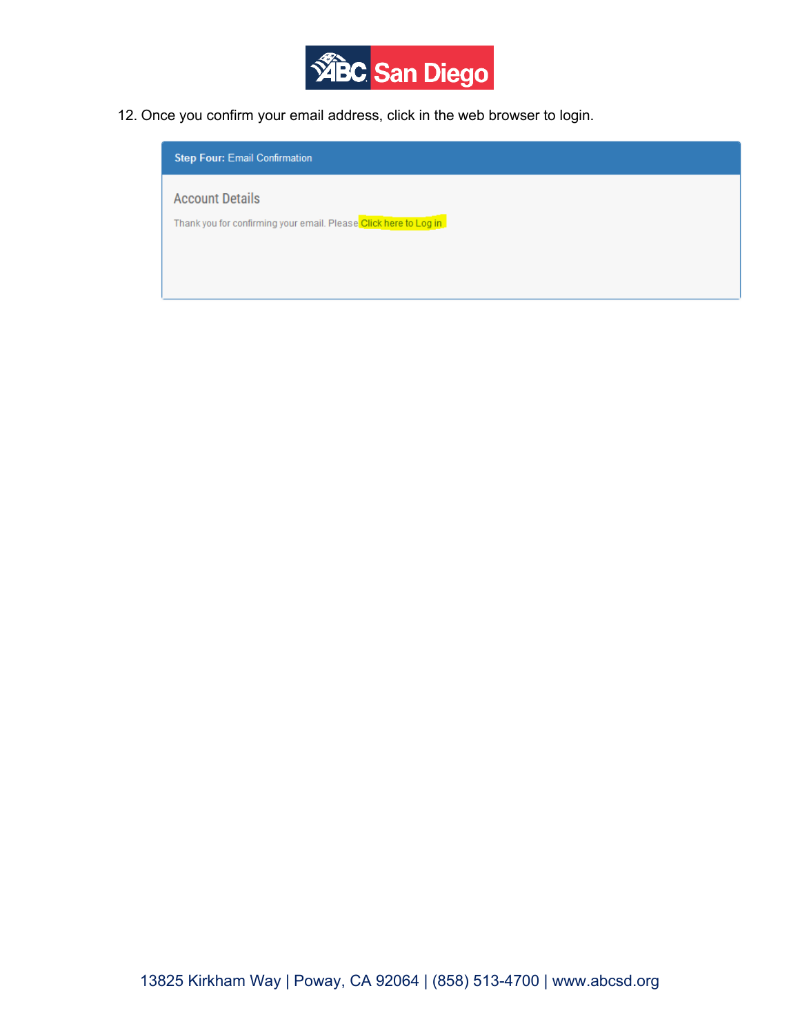12. Once you confirm your email address, click in the web browser to login.

**Step Four:** Email Confirmation

Account Details

Thank you for confirming your email. Please Click here to Log in